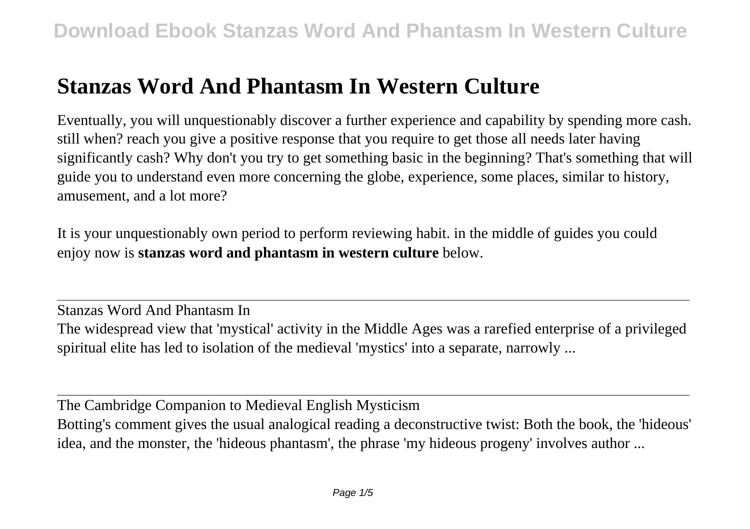# Stanzas Word And Phantasm In Western Culture

Eventually, you will unquestionably discover a further experience and capability by spending more cash. still when? reach you give a positive response that you require to get those all needs later having significantly cash? Why don't you try to get something basic in the beginning? That's something that will guide you to understand even more concerning the globe, experience, some places, similar to history, amusement, and a lot more?

It is your unquestionably own period to perform reviewing habit. in the middle of guides you could enjoy now is **stanzas word and phantasm in western culture** below.

---

Stanzas Word And Phantasm In

The widespread view that 'mystical' activity in the Middle Ages was a rarefied enterprise of a privileged spiritual elite has led to isolation of the medieval 'mystics' into a separate, narrowly ...

---

The Cambridge Companion to Medieval English Mysticism

Botting's comment gives the usual analogical reading a deconstructive twist: Both the book, the 'hideous' idea, and the monster, the 'hideous phantasm', the phrase 'my hideous progeny' involves author ...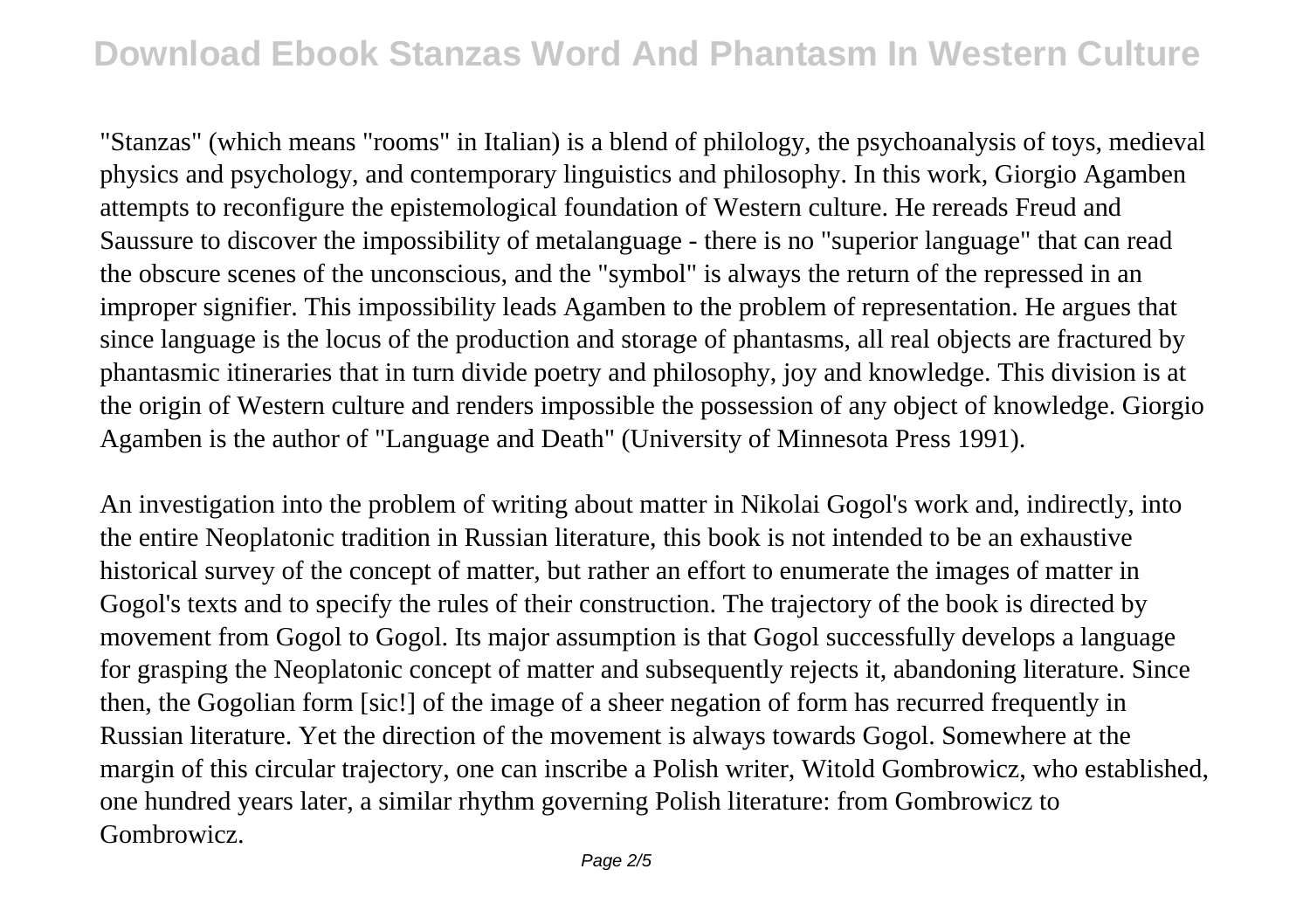"Stanzas" (which means "rooms" in Italian) is a blend of philology, the psychoanalysis of toys, medieval physics and psychology, and contemporary linguistics and philosophy. In this work, Giorgio Agamben attempts to reconfigure the epistemological foundation of Western culture. He rereads Freud and Saussure to discover the impossibility of metalanguage - there is no "superior language" that can read the obscure scenes of the unconscious, and the "symbol" is always the return of the repressed in an improper signifier. This impossibility leads Agamben to the problem of representation. He argues that since language is the locus of the production and storage of phantasms, all real objects are fractured by phantasmic itineraries that in turn divide poetry and philosophy, joy and knowledge. This division is at the origin of Western culture and renders impossible the possession of any object of knowledge. Giorgio Agamben is the author of "Language and Death" (University of Minnesota Press 1991).

An investigation into the problem of writing about matter in Nikolai Gogol's work and, indirectly, into the entire Neoplatonic tradition in Russian literature, this book is not intended to be an exhaustive historical survey of the concept of matter, but rather an effort to enumerate the images of matter in Gogol's texts and to specify the rules of their construction. The trajectory of the book is directed by movement from Gogol to Gogol. Its major assumption is that Gogol successfully develops a language for grasping the Neoplatonic concept of matter and subsequently rejects it, abandoning literature. Since then, the Gogolian form [sic!] of the image of a sheer negation of form has recurred frequently in Russian literature. Yet the direction of the movement is always towards Gogol. Somewhere at the margin of this circular trajectory, one can inscribe a Polish writer, Witold Gombrowicz, who established, one hundred years later, a similar rhythm governing Polish literature: from Gombrowicz to Gombrowicz.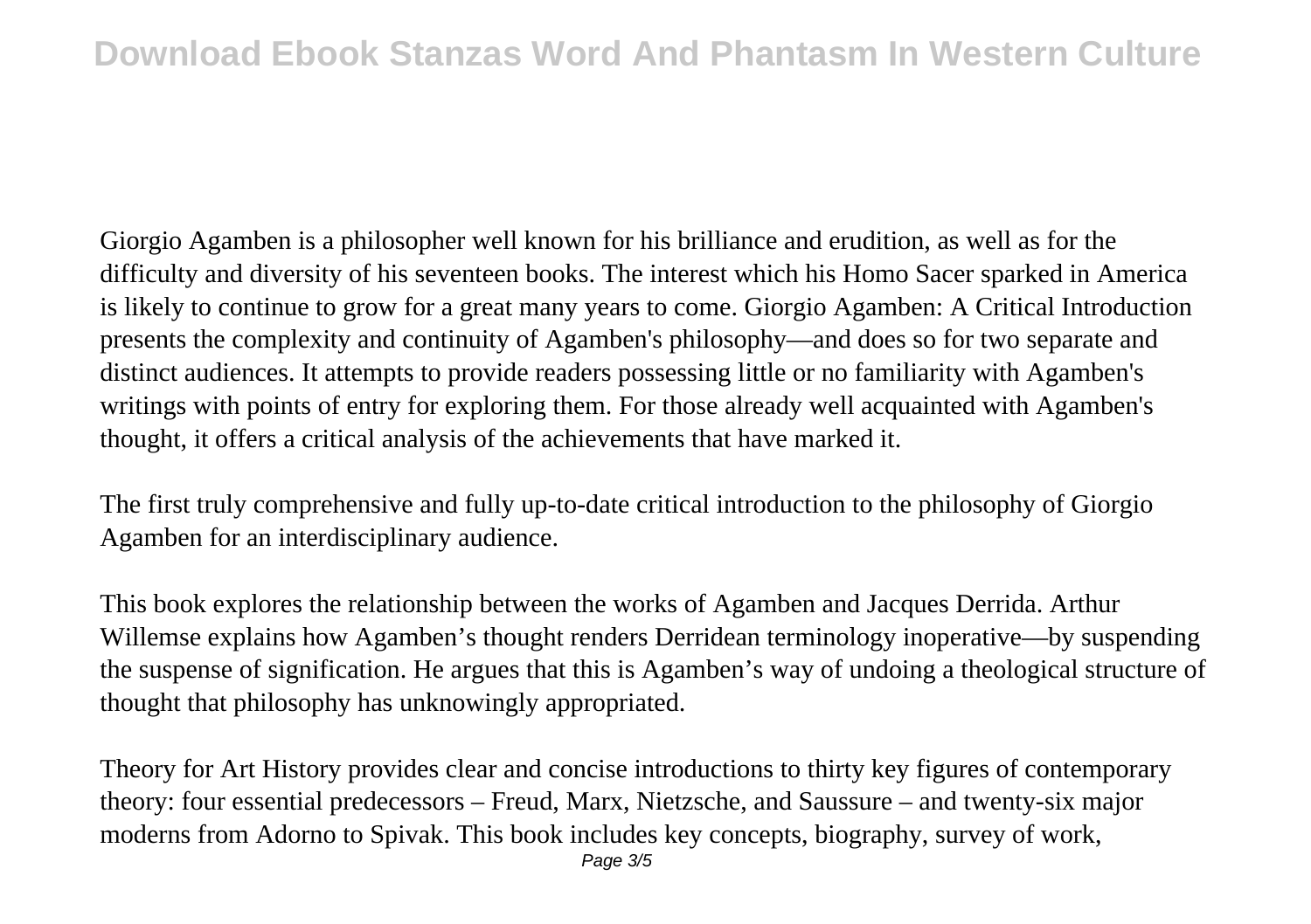Giorgio Agamben is a philosopher well known for his brilliance and erudition, as well as for the difficulty and diversity of his seventeen books. The interest which his Homo Sacer sparked in America is likely to continue to grow for a great many years to come. Giorgio Agamben: A Critical Introduction presents the complexity and continuity of Agamben's philosophy—and does so for two separate and distinct audiences. It attempts to provide readers possessing little or no familiarity with Agamben's writings with points of entry for exploring them. For those already well acquainted with Agamben's thought, it offers a critical analysis of the achievements that have marked it.

The first truly comprehensive and fully up-to-date critical introduction to the philosophy of Giorgio Agamben for an interdisciplinary audience.

This book explores the relationship between the works of Agamben and Jacques Derrida. Arthur Willemse explains how Agamben's thought renders Derridean terminology inoperative—by suspending the suspense of signification. He argues that this is Agamben's way of undoing a theological structure of thought that philosophy has unknowingly appropriated.

Theory for Art History provides clear and concise introductions to thirty key figures of contemporary theory: four essential predecessors – Freud, Marx, Nietzsche, and Saussure – and twenty-six major moderns from Adorno to Spivak. This book includes key concepts, biography, survey of work,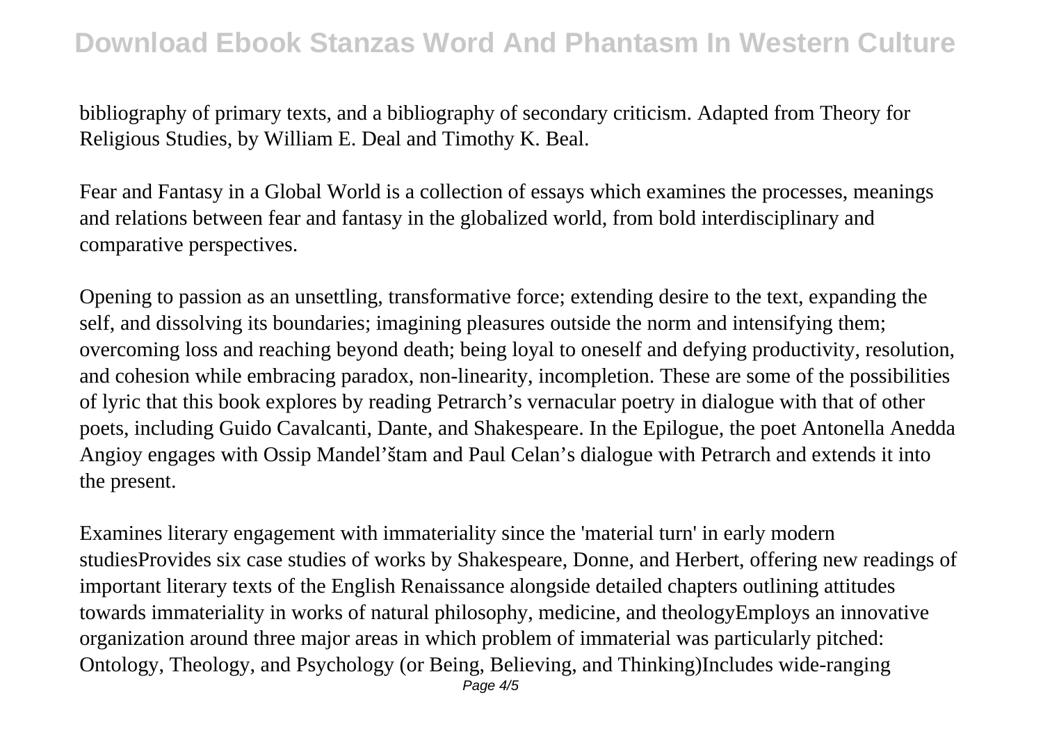bibliography of primary texts, and a bibliography of secondary criticism. Adapted from Theory for Religious Studies, by William E. Deal and Timothy K. Beal.

Fear and Fantasy in a Global World is a collection of essays which examines the processes, meanings and relations between fear and fantasy in the globalized world, from bold interdisciplinary and comparative perspectives.

Opening to passion as an unsettling, transformative force; extending desire to the text, expanding the self, and dissolving its boundaries; imagining pleasures outside the norm and intensifying them; overcoming loss and reaching beyond death; being loyal to oneself and defying productivity, resolution, and cohesion while embracing paradox, non-linearity, incompletion. These are some of the possibilities of lyric that this book explores by reading Petrarch's vernacular poetry in dialogue with that of other poets, including Guido Cavalcanti, Dante, and Shakespeare. In the Epilogue, the poet Antonella Anedda Angioy engages with Ossip Mandel'štam and Paul Celan's dialogue with Petrarch and extends it into the present.

Examines literary engagement with immateriality since the 'material turn' in early modern studiesProvides six case studies of works by Shakespeare, Donne, and Herbert, offering new readings of important literary texts of the English Renaissance alongside detailed chapters outlining attitudes towards immateriality in works of natural philosophy, medicine, and theologyEmploys an innovative organization around three major areas in which problem of immaterial was particularly pitched: Ontology, Theology, and Psychology (or Being, Believing, and Thinking)Includes wide-ranging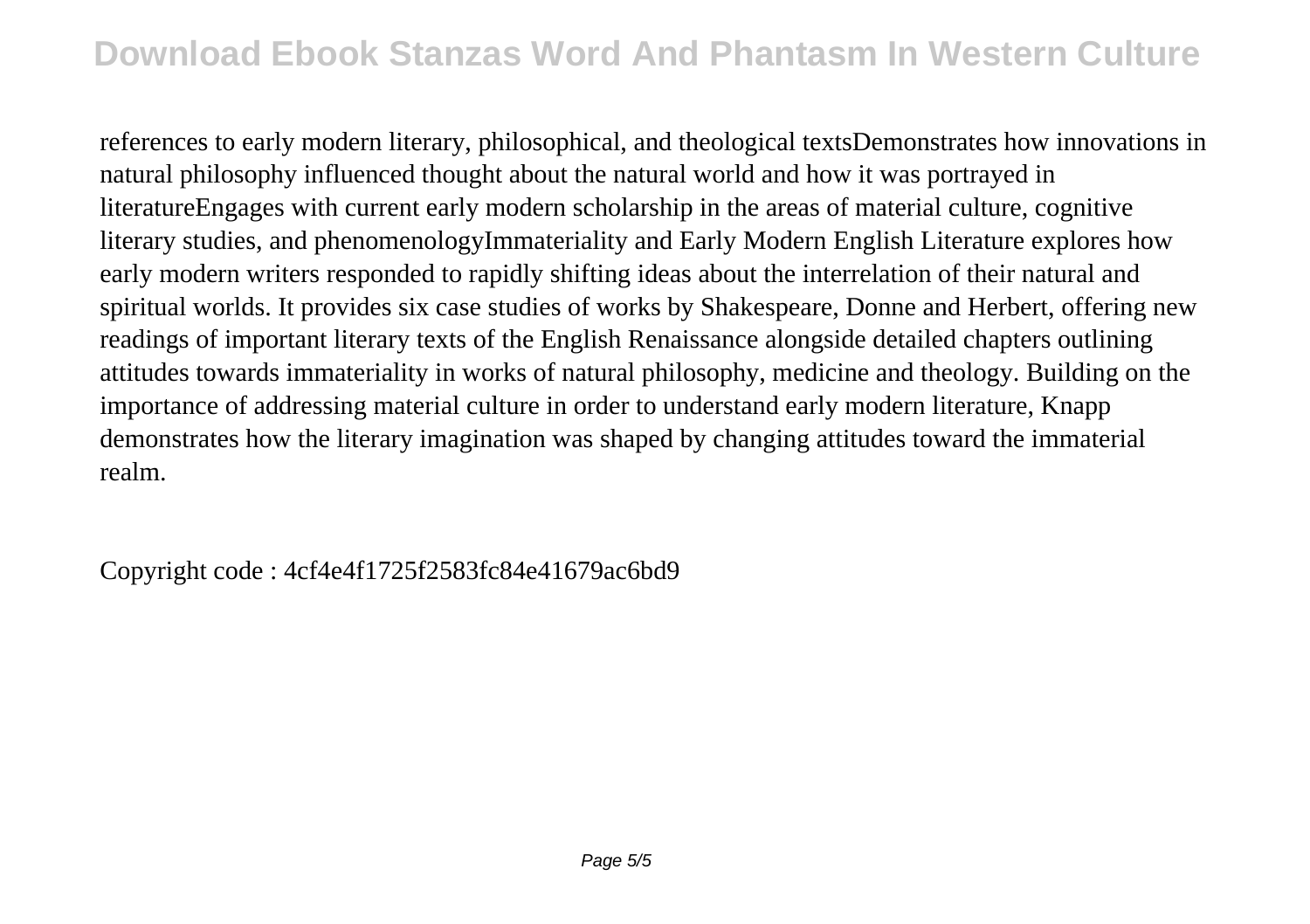references to early modern literary, philosophical, and theological textsDemonstrates how innovations in natural philosophy influenced thought about the natural world and how it was portrayed in literatureEngages with current early modern scholarship in the areas of material culture, cognitive literary studies, and phenomenologyImmateriality and Early Modern English Literature explores how early modern writers responded to rapidly shifting ideas about the interrelation of their natural and spiritual worlds. It provides six case studies of works by Shakespeare, Donne and Herbert, offering new readings of important literary texts of the English Renaissance alongside detailed chapters outlining attitudes towards immateriality in works of natural philosophy, medicine and theology. Building on the importance of addressing material culture in order to understand early modern literature, Knapp demonstrates how the literary imagination was shaped by changing attitudes toward the immaterial realm.

Copyright code : 4cf4e4f1725f2583fc84e41679ac6bd9